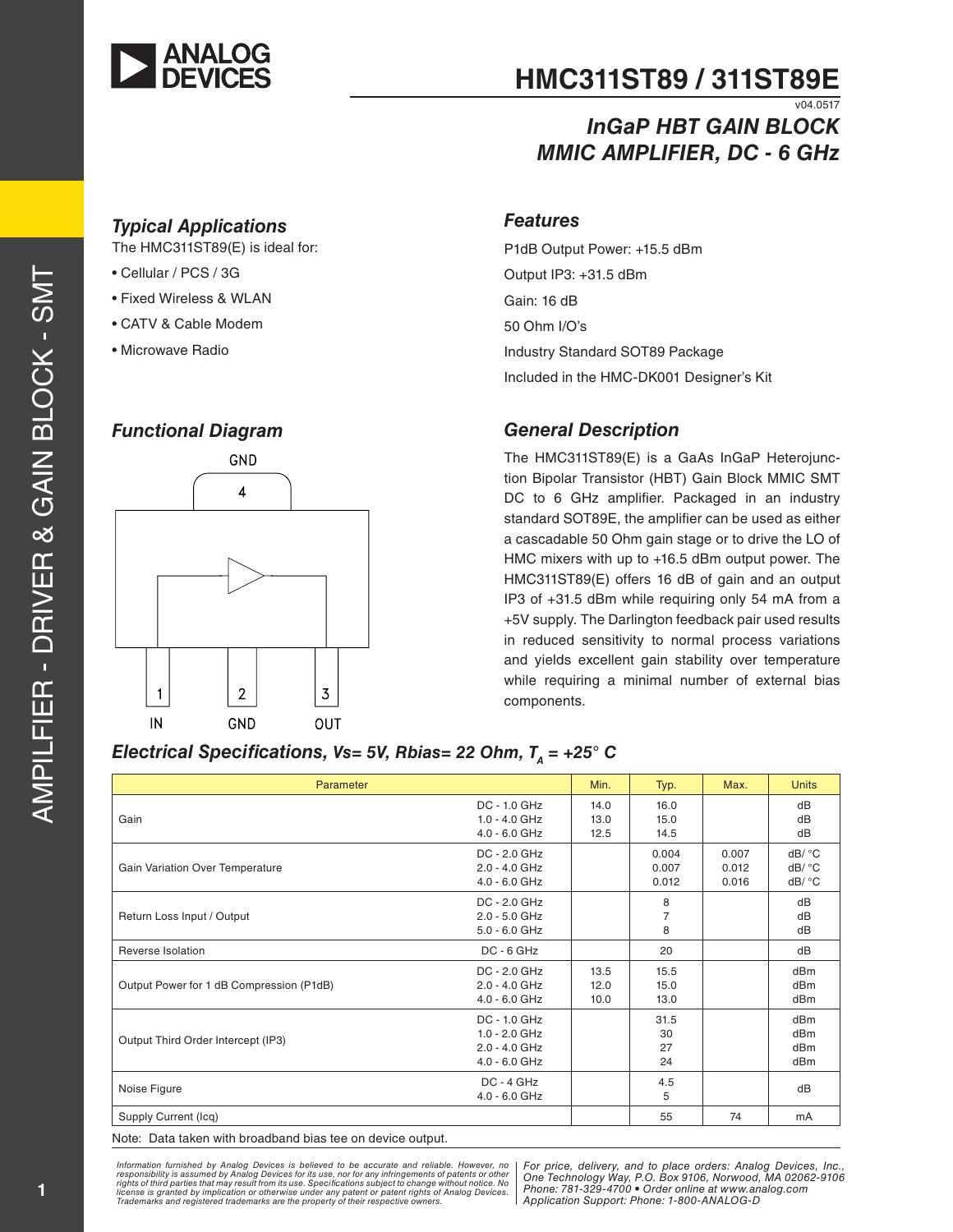# HMC311ST89 / 311ST89E

v04.0517

## InGaP HBT GAIN BLOCK MMIC AMPLIFIER, DC - 6 GHz

### Typical Applications

The HMC311ST89(E) is ideal for:

- Cellular / PCS / 3G
- Fixed Wireless & WLAN
- CATV & Cable Modem
- Microwave Radio

### Features

P1dB Output Power: +15.5 dBm

Output IP3: +31.5 dBm

Gain: 16 dB

50 Ohm I/O's

Industry Standard SOT89 Package

Included in the HMC-DK001 Designer's Kit

### Functional Diagram

GND 4

1 IN, 2 GND, 3 OUT

### General Description

The HMC311ST89(E) is a GaAs InGaP Heterojunction Bipolar Transistor (HBT) Gain Block MMIC SMT DC to 6 GHz amplifier. Packaged in an industry standard SOT89E, the amplifier can be used as either a cascadable 50 Ohm gain stage or to drive the LO of HMC mixers with up to +16.5 dBm output power. The HMC311ST89(E) offers 16 dB of gain and an output IP3 of +31.5 dBm while requiring only 54 mA from a +5V supply. The Darlington feedback pair used results in reduced sensitivity to normal process variations and yields excellent gain stability over temperature while requiring a minimal number of external bias components.

### Electrical Specifications, Vs= 5V, Rbias= 22 Ohm, $T_A$ = +25° C

| Parameter | | Min. | Typ. | Max. | Units |
|---|---|---|---|---|---|
| Gain | DC - 1.0 GHz<br>1.0 - 4.0 GHz<br>4.0 - 6.0 GHz | 14.0<br>13.0<br>12.5 | 16.0<br>15.0<br>14.5 | | dB<br>dB<br>dB |
| Gain Variation Over Temperature | DC - 2.0 GHz<br>2.0 - 4.0 GHz<br>4.0 - 6.0 GHz | | 0.004<br>0.007<br>0.012 | 0.007<br>0.012<br>0.016 | dB/ °C<br>dB/ °C<br>dB/ °C |
| Return Loss Input / Output | DC - 2.0 GHz<br>2.0 - 5.0 GHz<br>5.0 - 6.0 GHz | | 8<br>7<br>8 | | dB<br>dB<br>dB |
| Reverse Isolation | DC - 6 GHz | | 20 | | dB |
| Output Power for 1 dB Compression (P1dB) | DC - 2.0 GHz<br>2.0 - 4.0 GHz<br>4.0 - 6.0 GHz | 13.5<br>12.0<br>10.0 | 15.5<br>15.0<br>13.0 | | dBm<br>dBm<br>dBm |
| Output Third Order Intercept (IP3) | DC - 1.0 GHz<br>1.0 - 2.0 GHz<br>2.0 - 4.0 GHz<br>4.0 - 6.0 GHz | | 31.5<br>30<br>27<br>24 | | dBm<br>dBm<br>dBm<br>dBm |
| Noise Figure | DC - 4 GHz<br>4.0 - 6.0 GHz | | 4.5<br>5 | | dB |
| Supply Current (Icq) | | | 55 | 74 | mA |

Note: Data taken with broadband bias tee on device output.

Information furnished by Analog Devices is believed to be accurate and reliable. However, no responsibility is assumed by Analog Devices for its use, nor for any infringements of patents or other rights of third parties that may result from its use. Specifications subject to change without notice. No license is granted by implication or otherwise under any patent or patent rights of Analog Devices. Trademarks and registered trademarks are the property of their respective owners.

For price, delivery, and to place orders: Analog Devices, Inc., One Technology Way, P.O. Box 9106, Norwood, MA 02062-9106 Phone: 781-329-4700 • Order online at www.analog.com Application Support: Phone: 1-800-ANALOG-D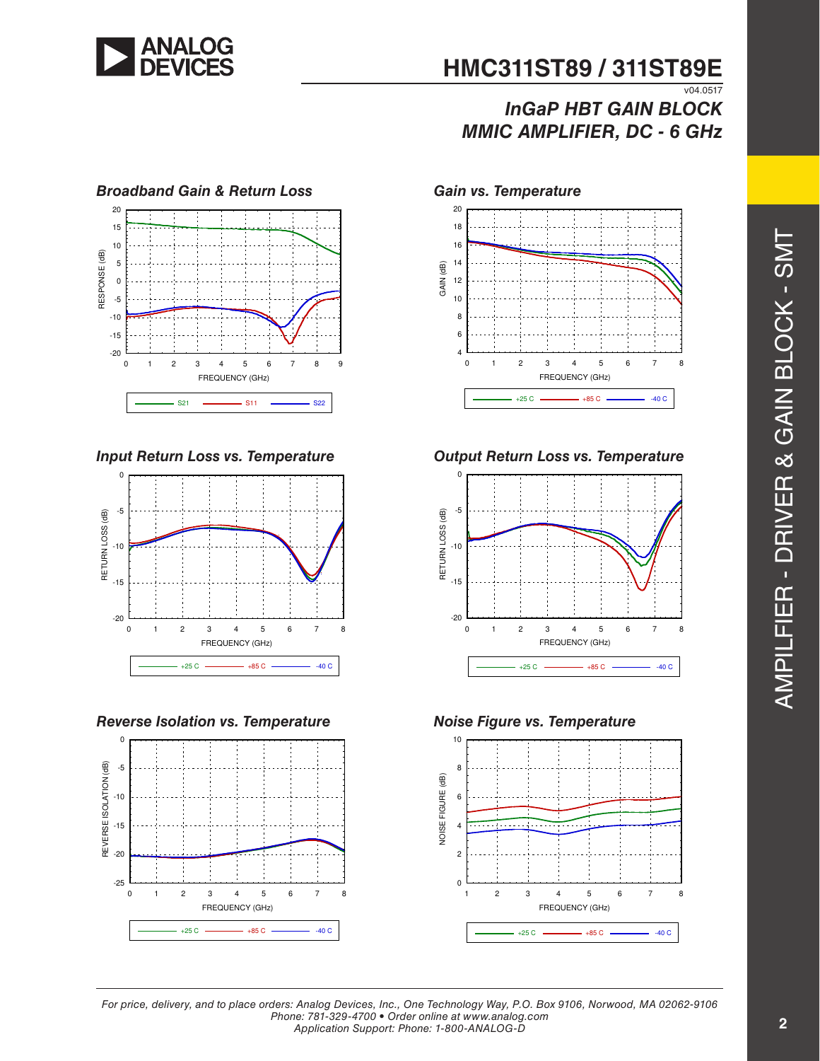## Broadband Gain & Return Loss

## Gain vs. Temperature

## Input Return Loss vs. Temperature

## Output Return Loss vs. Temperature

## Reverse Isolation vs. Temperature

## Noise Figure vs. Temperature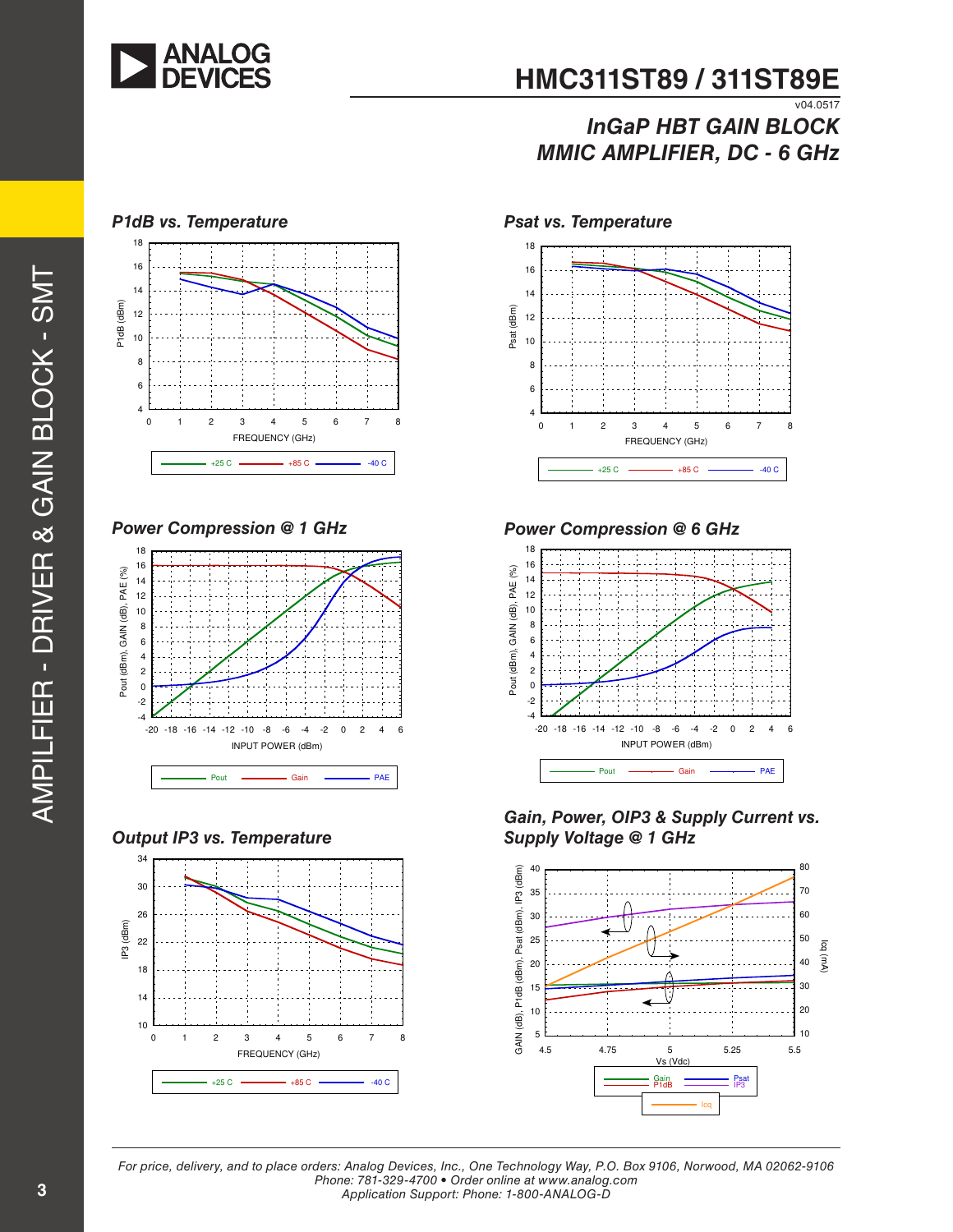## P1dB vs. Temperature

## Psat vs. Temperature

## Power Compression @ 1 GHz

## Power Compression @ 6 GHz

## Output IP3 vs. Temperature

## Gain, Power, OIP3 & Supply Current vs. Supply Voltage @ 1 GHz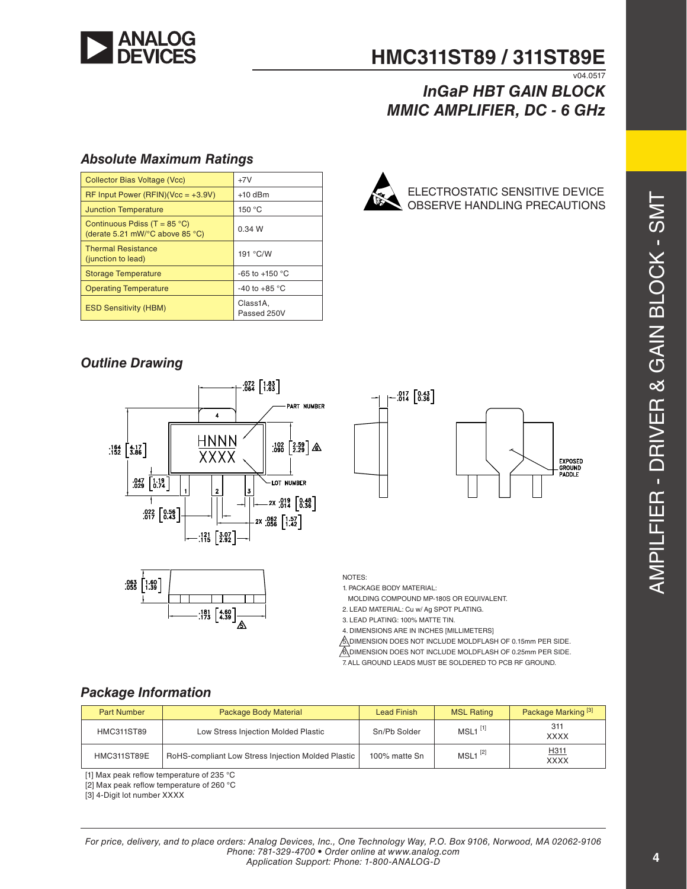## Absolute Maximum Ratings

| Collector Bias Voltage (Vcc) | +7V |
|---|---|
| RF Input Power (RFIN)(Vcc = +3.9V) | +10 dBm |
| Junction Temperature | 150 °C |
| Continuous Pdiss (T = 85 °C) (derate 5.21 mW/°C above 85 °C) | 0.34 W |
| Thermal Resistance (junction to lead) | 191 °C/W |
| Storage Temperature | -65 to +150 °C |
| Operating Temperature | -40 to +85 °C |
| ESD Sensitivity (HBM) | Class1A, Passed 250V |

ELECTROSTATIC SENSITIVE DEVICE
OBSERVE HANDLING PRECAUTIONS

## Outline Drawing

NOTES:
1. PACKAGE BODY MATERIAL:
   MOLDING COMPOUND MP-180S OR EQUIVALENT.
2. LEAD MATERIAL: Cu w/ Ag SPOT PLATING.
3. LEAD PLATING: 100% MATTE TIN.
4. DIMENSIONS ARE IN INCHES [MILLIMETERS]
5. DIMENSION DOES NOT INCLUDE MOLDFLASH OF 0.15mm PER SIDE.
6. DIMENSION DOES NOT INCLUDE MOLDFLASH OF 0.25mm PER SIDE.
7. ALL GROUND LEADS MUST BE SOLDERED TO PCB RF GROUND.

## Package Information

| Part Number | Package Body Material | Lead Finish | MSL Rating | Package Marking [3] |
|---|---|---|---|---|
| HMC311ST89 | Low Stress Injection Molded Plastic | Sn/Pb Solder | MSL1 [1] | 311<br>XXXX |
| HMC311ST89E | RoHS-compliant Low Stress Injection Molded Plastic | 100% matte Sn | MSL1 [2] | H311<br>XXXX |

[1] Max peak reflow temperature of 235 °C
[2] Max peak reflow temperature of 260 °C
[3] 4-Digit lot number XXXX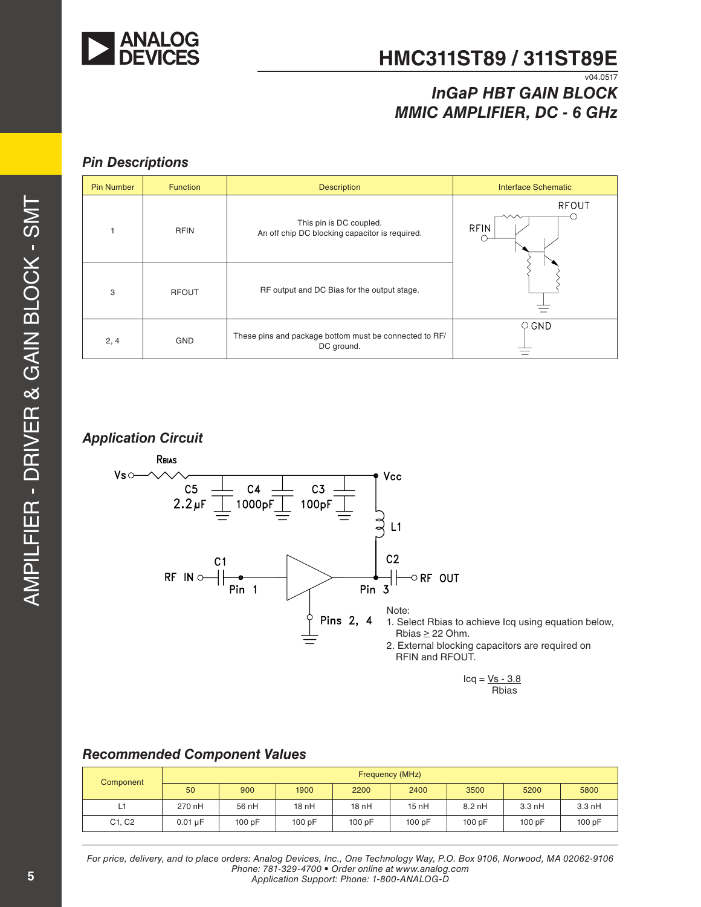# HMC311ST89 / 311ST89E

v04.0517

## InGaP HBT GAIN BLOCK MMIC AMPLIFIER, DC - 6 GHz

### Pin Descriptions

| Pin Number | Function | Description | Interface Schematic |
|---|---|---|---|
| 1 | RFIN | This pin is DC coupled. An off chip DC blocking capacitor is required. | |
| 3 | RFOUT | RF output and DC Bias for the output stage. | |
| 2, 4 | GND | These pins and package bottom must be connected to RF/DC ground. | |

### Application Circuit

Note:
1. Select Rbias to achieve Icq using equation below, Rbias ≥ 22 Ohm.
2. External blocking capacitors are required on RFIN and RFOUT.

$$Icq = \frac{Vs - 3.8}{Rbias}$$

### Recommended Component Values

| Component | Frequency (MHz) | | | | | | | |
|---|---|---|---|---|---|---|---|---|
| | 50 | 900 | 1900 | 2200 | 2400 | 3500 | 5200 | 5800 |
| L1 | 270 nH | 56 nH | 18 nH | 18 nH | 15 nH | 8.2 nH | 3.3 nH | 3.3 nH |
| C1, C2 | 0.01 µF | 100 pF | 100 pF | 100 pF | 100 pF | 100 pF | 100 pF | 100 pF |

*For price, delivery, and to place orders: Analog Devices, Inc., One Technology Way, P.O. Box 9106, Norwood, MA 02062-9106*
*Phone: 781-329-4700 • Order online at www.analog.com*
*Application Support: Phone: 1-800-ANALOG-D*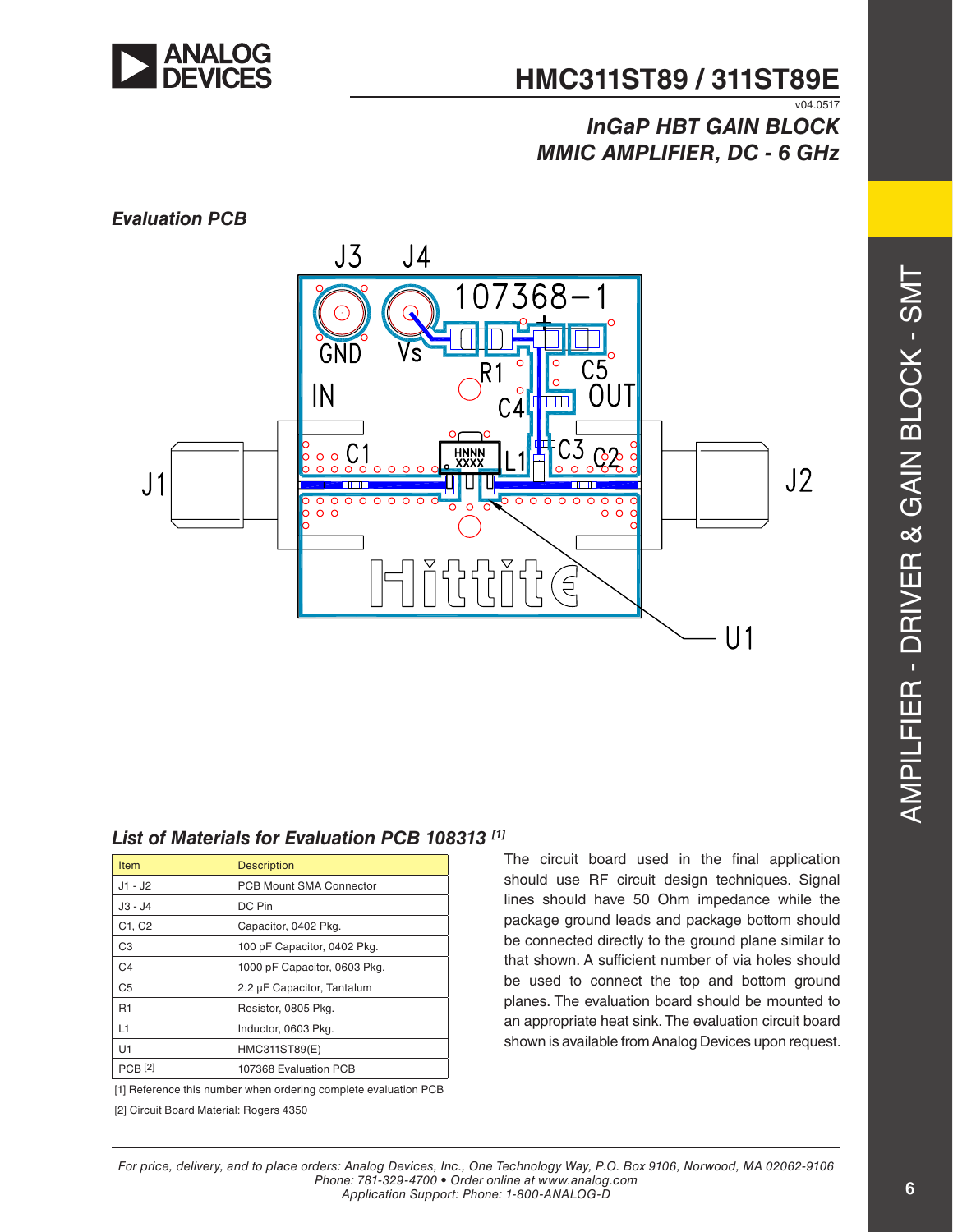## Evaluation PCB

J3
J4
107368-1
GND
Vs
R1
C5
IN
C4
OUT
C1
HNNN XXXX
L1
C3
C2
J1
J2
U1
Hittite

## List of Materials for Evaluation PCB 108313 [1]

| Item | Description |
|---|---|
| J1 - J2 | PCB Mount SMA Connector |
| J3 - J4 | DC Pin |
| C1, C2 | Capacitor, 0402 Pkg. |
| C3 | 100 pF Capacitor, 0402 Pkg. |
| C4 | 1000 pF Capacitor, 0603 Pkg. |
| C5 | 2.2 μF Capacitor, Tantalum |
| R1 | Resistor, 0805 Pkg. |
| L1 | Inductor, 0603 Pkg. |
| U1 | HMC311ST89(E) |
| PCB [2] | 107368 Evaluation PCB |

[1] Reference this number when ordering complete evaluation PCB

[2] Circuit Board Material: Rogers 4350

The circuit board used in the final application should use RF circuit design techniques. Signal lines should have 50 Ohm impedance while the package ground leads and package bottom should be connected directly to the ground plane similar to that shown. A sufficient number of via holes should be used to connect the top and bottom ground planes. The evaluation board should be mounted to an appropriate heat sink. The evaluation circuit board shown is available from Analog Devices upon request.